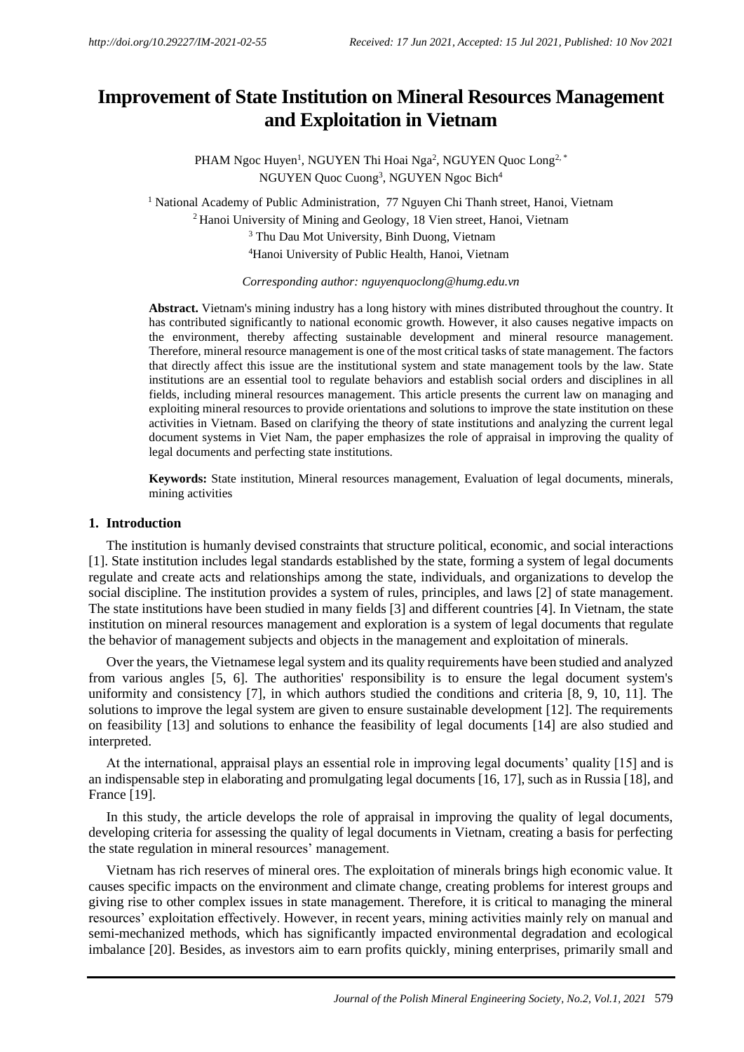# Improvement of State Institution on Mineral Resources Management and Exploitation in Vietnam

PHAM Ngoc Huyen[1], NGUYEN Thi Hoai Nga[2], NGUYEN Quoc Long[2,*]
NGUYEN Quoc Cuong[3], NGUYEN Ngoc Bich[4]

[1] National Academy of Public Administration, 77 Nguyen Chi Thanh street, Hanoi, Vietnam
[2] Hanoi University of Mining and Geology, 18 Vien street, Hanoi, Vietnam
[3] Thu Dau Mot University, Binh Duong, Vietnam
[4] Hanoi University of Public Health, Hanoi, Vietnam

*Corresponding author: nguyenquoclong@humg.edu.vn*

**Abstract.** Vietnam's mining industry has a long history with mines distributed throughout the country. It has contributed significantly to national economic growth. However, it also causes negative impacts on the environment, thereby affecting sustainable development and mineral resource management. Therefore, mineral resource management is one of the most critical tasks of state management. The factors that directly affect this issue are the institutional system and state management tools by the law. State institutions are an essential tool to regulate behaviors and establish social orders and disciplines in all fields, including mineral resources management. This article presents the current law on managing and exploiting mineral resources to provide orientations and solutions to improve the state institution on these activities in Vietnam. Based on clarifying the theory of state institutions and analyzing the current legal document systems in Viet Nam, the paper emphasizes the role of appraisal in improving the quality of legal documents and perfecting state institutions.

**Keywords:** State institution, Mineral resources management, Evaluation of legal documents, minerals, mining activities

## 1. Introduction

The institution is humanly devised constraints that structure political, economic, and social interactions [1]. State institution includes legal standards established by the state, forming a system of legal documents regulate and create acts and relationships among the state, individuals, and organizations to develop the social discipline. The institution provides a system of rules, principles, and laws [2] of state management. The state institutions have been studied in many fields [3] and different countries [4]. In Vietnam, the state institution on mineral resources management and exploration is a system of legal documents that regulate the behavior of management subjects and objects in the management and exploitation of minerals.

Over the years, the Vietnamese legal system and its quality requirements have been studied and analyzed from various angles [5, 6]. The authorities' responsibility is to ensure the legal document system's uniformity and consistency [7], in which authors studied the conditions and criteria [8, 9, 10, 11]. The solutions to improve the legal system are given to ensure sustainable development [12]. The requirements on feasibility [13] and solutions to enhance the feasibility of legal documents [14] are also studied and interpreted.

At the international, appraisal plays an essential role in improving legal documents' quality [15] and is an indispensable step in elaborating and promulgating legal documents [16, 17], such as in Russia [18], and France [19].

In this study, the article develops the role of appraisal in improving the quality of legal documents, developing criteria for assessing the quality of legal documents in Vietnam, creating a basis for perfecting the state regulation in mineral resources' management.

Vietnam has rich reserves of mineral ores. The exploitation of minerals brings high economic value. It causes specific impacts on the environment and climate change, creating problems for interest groups and giving rise to other complex issues in state management. Therefore, it is critical to managing the mineral resources' exploitation effectively. However, in recent years, mining activities mainly rely on manual and semi-mechanized methods, which has significantly impacted environmental degradation and ecological imbalance [20]. Besides, as investors aim to earn profits quickly, mining enterprises, primarily small and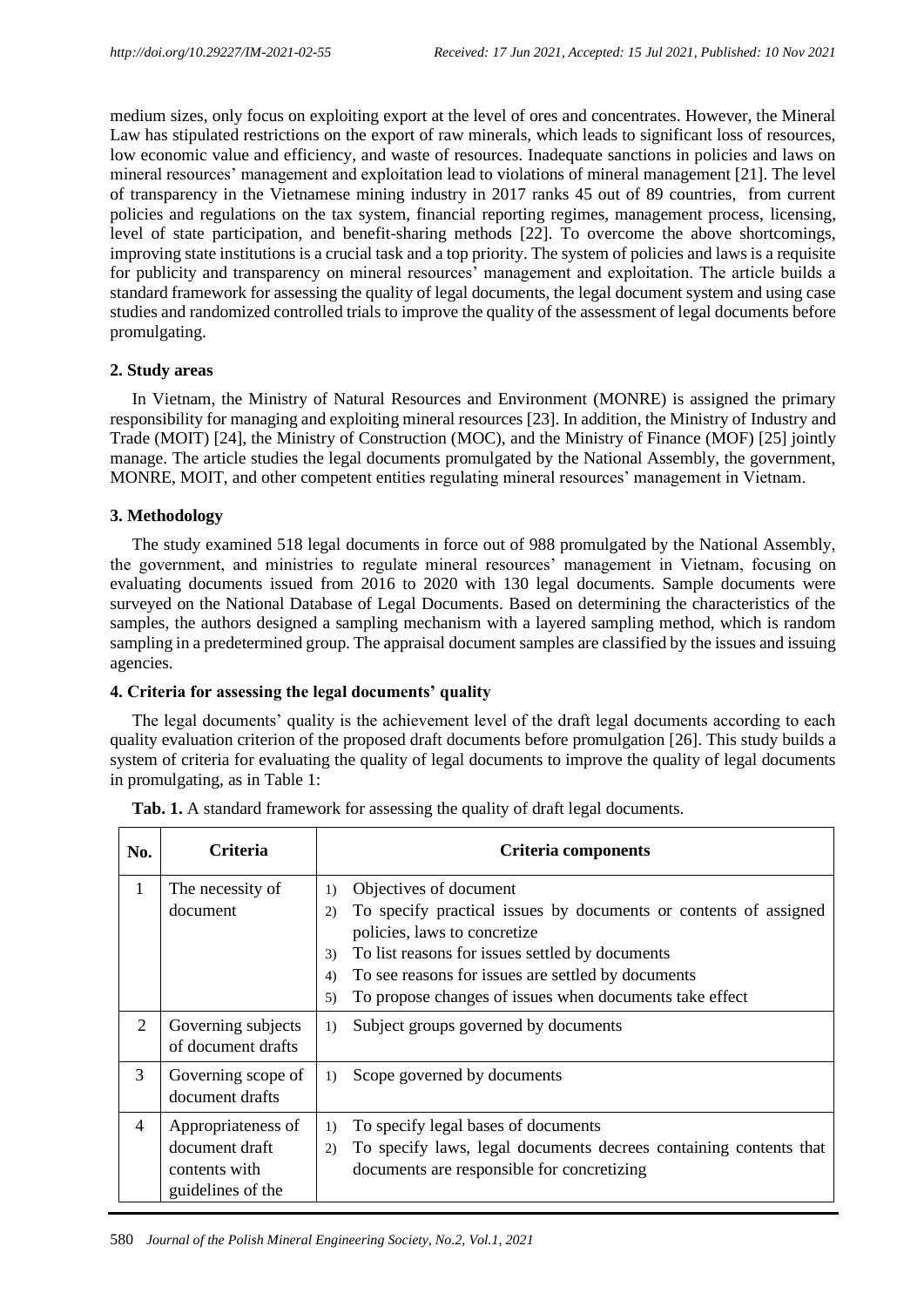medium sizes, only focus on exploiting export at the level of ores and concentrates. However, the Mineral Law has stipulated restrictions on the export of raw minerals, which leads to significant loss of resources, low economic value and efficiency, and waste of resources. Inadequate sanctions in policies and laws on mineral resources' management and exploitation lead to violations of mineral management [21]. The level of transparency in the Vietnamese mining industry in 2017 ranks 45 out of 89 countries, from current policies and regulations on the tax system, financial reporting regimes, management process, licensing, level of state participation, and benefit-sharing methods [22]. To overcome the above shortcomings, improving state institutions is a crucial task and a top priority. The system of policies and laws is a requisite for publicity and transparency on mineral resources' management and exploitation. The article builds a standard framework for assessing the quality of legal documents, the legal document system and using case studies and randomized controlled trials to improve the quality of the assessment of legal documents before promulgating.

## 2. Study areas

In Vietnam, the Ministry of Natural Resources and Environment (MONRE) is assigned the primary responsibility for managing and exploiting mineral resources [23]. In addition, the Ministry of Industry and Trade (MOIT) [24], the Ministry of Construction (MOC), and the Ministry of Finance (MOF) [25] jointly manage. The article studies the legal documents promulgated by the National Assembly, the government, MONRE, MOIT, and other competent entities regulating mineral resources' management in Vietnam.

## 3. Methodology

The study examined 518 legal documents in force out of 988 promulgated by the National Assembly, the government, and ministries to regulate mineral resources' management in Vietnam, focusing on evaluating documents issued from 2016 to 2020 with 130 legal documents. Sample documents were surveyed on the National Database of Legal Documents. Based on determining the characteristics of the samples, the authors designed a sampling mechanism with a layered sampling method, which is random sampling in a predetermined group. The appraisal document samples are classified by the issues and issuing agencies.

## 4. Criteria for assessing the legal documents' quality

The legal documents' quality is the achievement level of the draft legal documents according to each quality evaluation criterion of the proposed draft documents before promulgation [26]. This study builds a system of criteria for evaluating the quality of legal documents to improve the quality of legal documents in promulgating, as in Table 1:

**Tab. 1.** A standard framework for assessing the quality of draft legal documents.

| No. | Criteria | Criteria components |
|---|---|---|
| 1 | The necessity of document | 1) Objectives of document<br>2) To specify practical issues by documents or contents of assigned policies, laws to concretize<br>3) To list reasons for issues settled by documents<br>4) To see reasons for issues are settled by documents<br>5) To propose changes of issues when documents take effect |
| 2 | Governing subjects of document drafts | 1) Subject groups governed by documents |
| 3 | Governing scope of document drafts | 1) Scope governed by documents |
| 4 | Appropriateness of document draft contents with guidelines of the | 1) To specify legal bases of documents<br>2) To specify laws, legal documents decrees containing contents that documents are responsible for concretizing |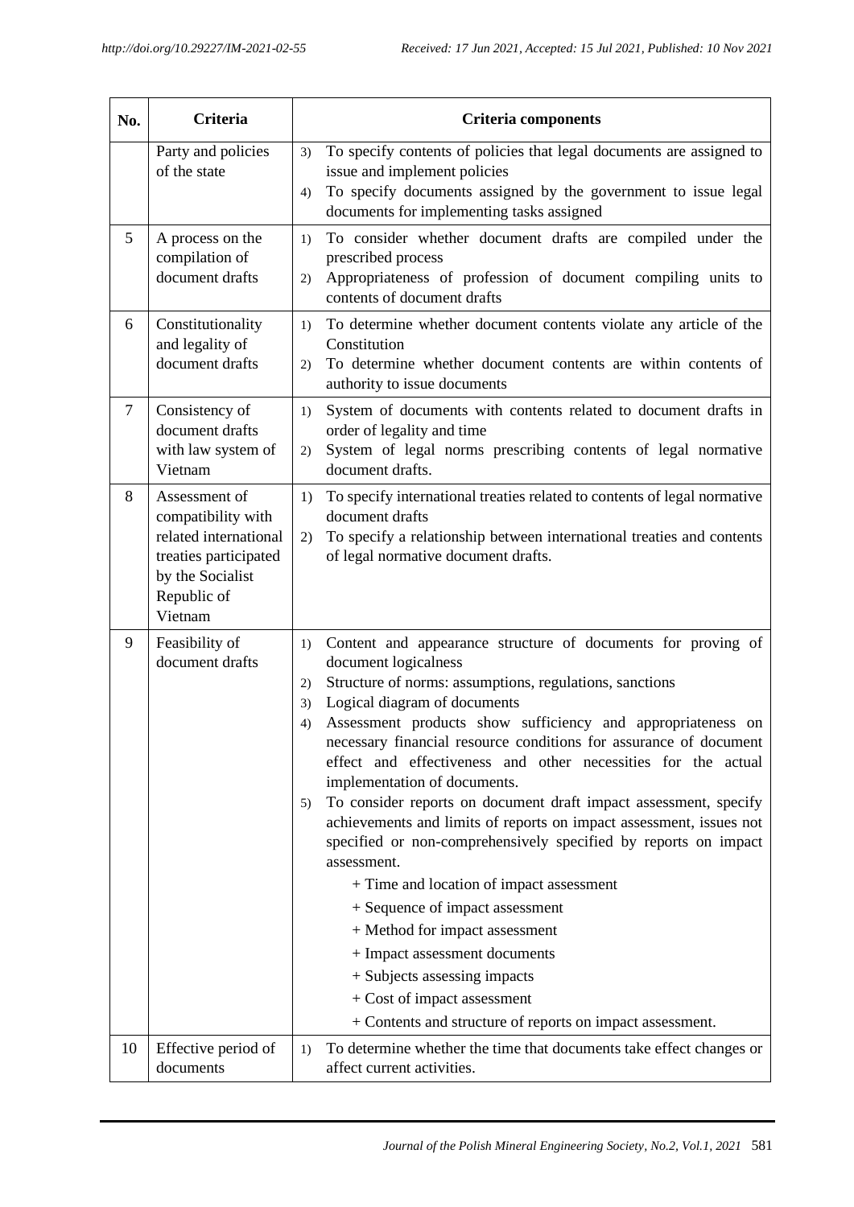| No. | Criteria | Criteria components |
| --- | --- | --- |
| | Party and policies of the state | 3) To specify contents of policies that legal documents are assigned to issue and implement policies<br>4) To specify documents assigned by the government to issue legal documents for implementing tasks assigned |
| 5 | A process on the compilation of document drafts | 1) To consider whether document drafts are compiled under the prescribed process<br>2) Appropriateness of profession of document compiling units to contents of document drafts |
| 6 | Constitutionality and legality of document drafts | 1) To determine whether document contents violate any article of the Constitution<br>2) To determine whether document contents are within contents of authority to issue documents |
| 7 | Consistency of document drafts with law system of Vietnam | 1) System of documents with contents related to document drafts in order of legality and time<br>2) System of legal norms prescribing contents of legal normative document drafts. |
| 8 | Assessment of compatibility with related international treaties participated by the Socialist Republic of Vietnam | 1) To specify international treaties related to contents of legal normative document drafts<br>2) To specify a relationship between international treaties and contents of legal normative document drafts. |
| 9 | Feasibility of document drafts | 1) Content and appearance structure of documents for proving of document logicalness<br>2) Structure of norms: assumptions, regulations, sanctions<br>3) Logical diagram of documents<br>4) Assessment products show sufficiency and appropriateness on necessary financial resource conditions for assurance of document effect and effectiveness and other necessities for the actual implementation of documents.<br>5) To consider reports on document draft impact assessment, specify achievements and limits of reports on impact assessment, issues not specified or non-comprehensively specified by reports on impact assessment.<br>+ Time and location of impact assessment<br>+ Sequence of impact assessment<br>+ Method for impact assessment<br>+ Impact assessment documents<br>+ Subjects assessing impacts<br>+ Cost of impact assessment<br>+ Contents and structure of reports on impact assessment. |
| 10 | Effective period of documents | 1) To determine whether the time that documents take effect changes or affect current activities. |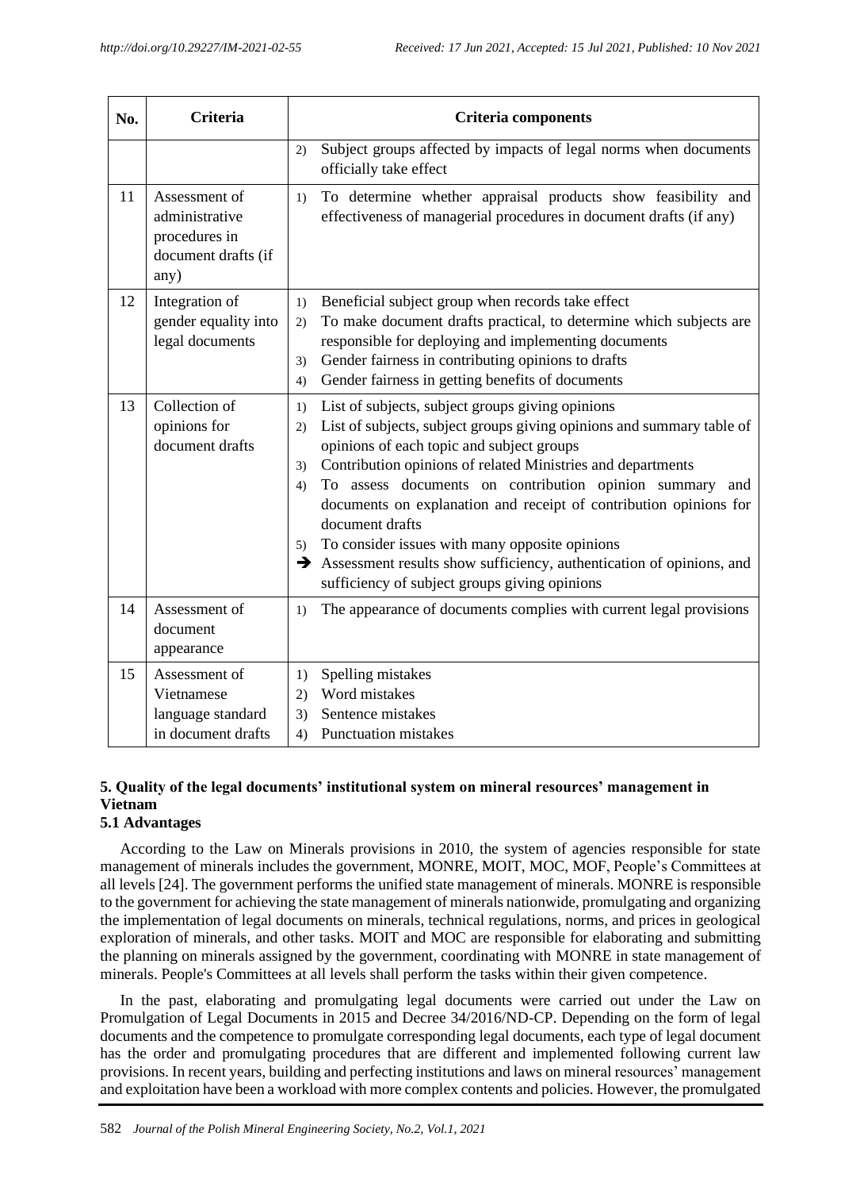| No. | Criteria | Criteria components |
|---|---|---|
| | | 2) Subject groups affected by impacts of legal norms when documents officially take effect |
| 11 | Assessment of administrative procedures in document drafts (if any) | 1) To determine whether appraisal products show feasibility and effectiveness of managerial procedures in document drafts (if any) |
| 12 | Integration of gender equality into legal documents | 1) Beneficial subject group when records take effect<br>2) To make document drafts practical, to determine which subjects are responsible for deploying and implementing documents<br>3) Gender fairness in contributing opinions to drafts<br>4) Gender fairness in getting benefits of documents |
| 13 | Collection of opinions for document drafts | 1) List of subjects, subject groups giving opinions<br>2) List of subjects, subject groups giving opinions and summary table of opinions of each topic and subject groups<br>3) Contribution opinions of related Ministries and departments<br>4) To assess documents on contribution opinion summary and documents on explanation and receipt of contribution opinions for document drafts<br>5) To consider issues with many opposite opinions<br>➔ Assessment results show sufficiency, authentication of opinions, and sufficiency of subject groups giving opinions |
| 14 | Assessment of document appearance | 1) The appearance of documents complies with current legal provisions |
| 15 | Assessment of Vietnamese language standard in document drafts | 1) Spelling mistakes<br>2) Word mistakes<br>3) Sentence mistakes<br>4) Punctuation mistakes |

## 5. Quality of the legal documents' institutional system on mineral resources' management in Vietnam

### 5.1 Advantages

According to the Law on Minerals provisions in 2010, the system of agencies responsible for state management of minerals includes the government, MONRE, MOIT, MOC, MOF, People's Committees at all levels [24]. The government performs the unified state management of minerals. MONRE is responsible to the government for achieving the state management of minerals nationwide, promulgating and organizing the implementation of legal documents on minerals, technical regulations, norms, and prices in geological exploration of minerals, and other tasks. MOIT and MOC are responsible for elaborating and submitting the planning on minerals assigned by the government, coordinating with MONRE in state management of minerals. People's Committees at all levels shall perform the tasks within their given competence.

In the past, elaborating and promulgating legal documents were carried out under the Law on Promulgation of Legal Documents in 2015 and Decree 34/2016/ND-CP. Depending on the form of legal documents and the competence to promulgate corresponding legal documents, each type of legal document has the order and promulgating procedures that are different and implemented following current law provisions. In recent years, building and perfecting institutions and laws on mineral resources' management and exploitation have been a workload with more complex contents and policies. However, the promulgated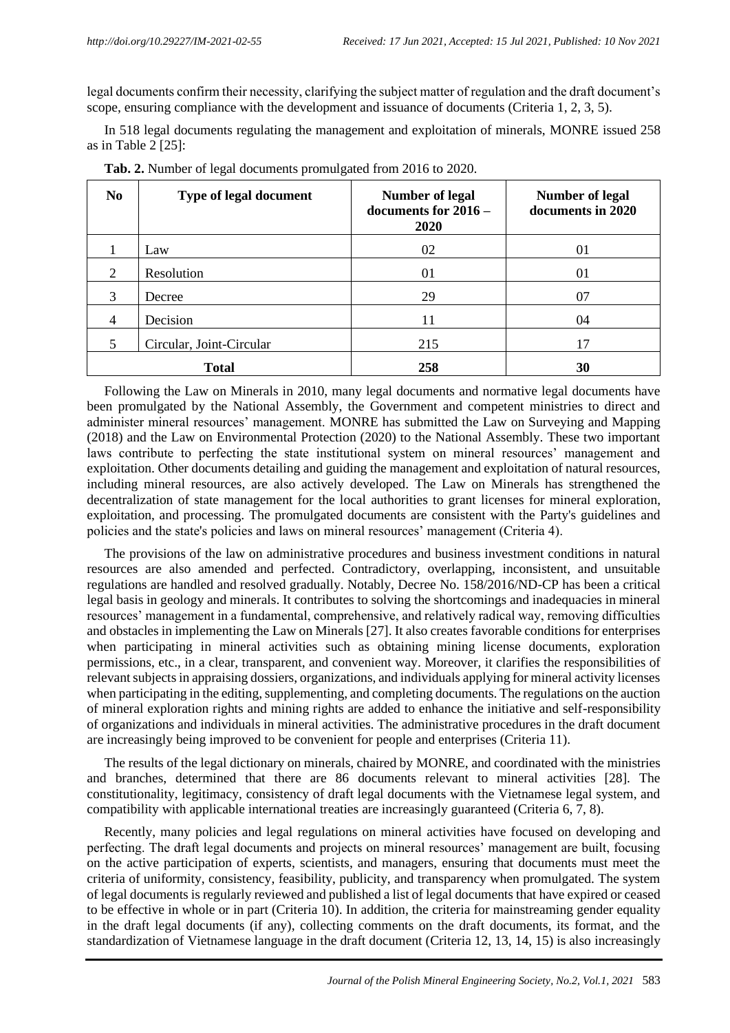legal documents confirm their necessity, clarifying the subject matter of regulation and the draft document's scope, ensuring compliance with the development and issuance of documents (Criteria 1, 2, 3, 5).

In 518 legal documents regulating the management and exploitation of minerals, MONRE issued 258 as in Table 2 [25]:

**Tab. 2.** Number of legal documents promulgated from 2016 to 2020.

| No | Type of legal document | Number of legal documents for 2016 – 2020 | Number of legal documents in 2020 |
|---|---|---|---|
| 1 | Law | 02 | 01 |
| 2 | Resolution | 01 | 01 |
| 3 | Decree | 29 | 07 |
| 4 | Decision | 11 | 04 |
| 5 | Circular, Joint-Circular | 215 | 17 |
| **Total** | | **258** | **30** |

Following the Law on Minerals in 2010, many legal documents and normative legal documents have been promulgated by the National Assembly, the Government and competent ministries to direct and administer mineral resources' management. MONRE has submitted the Law on Surveying and Mapping (2018) and the Law on Environmental Protection (2020) to the National Assembly. These two important laws contribute to perfecting the state institutional system on mineral resources' management and exploitation. Other documents detailing and guiding the management and exploitation of natural resources, including mineral resources, are also actively developed. The Law on Minerals has strengthened the decentralization of state management for the local authorities to grant licenses for mineral exploration, exploitation, and processing. The promulgated documents are consistent with the Party's guidelines and policies and the state's policies and laws on mineral resources' management (Criteria 4).

The provisions of the law on administrative procedures and business investment conditions in natural resources are also amended and perfected. Contradictory, overlapping, inconsistent, and unsuitable regulations are handled and resolved gradually. Notably, Decree No. 158/2016/ND-CP has been a critical legal basis in geology and minerals. It contributes to solving the shortcomings and inadequacies in mineral resources' management in a fundamental, comprehensive, and relatively radical way, removing difficulties and obstacles in implementing the Law on Minerals [27]. It also creates favorable conditions for enterprises when participating in mineral activities such as obtaining mining license documents, exploration permissions, etc., in a clear, transparent, and convenient way. Moreover, it clarifies the responsibilities of relevant subjects in appraising dossiers, organizations, and individuals applying for mineral activity licenses when participating in the editing, supplementing, and completing documents. The regulations on the auction of mineral exploration rights and mining rights are added to enhance the initiative and self-responsibility of organizations and individuals in mineral activities. The administrative procedures in the draft document are increasingly being improved to be convenient for people and enterprises (Criteria 11).

The results of the legal dictionary on minerals, chaired by MONRE, and coordinated with the ministries and branches, determined that there are 86 documents relevant to mineral activities [28]. The constitutionality, legitimacy, consistency of draft legal documents with the Vietnamese legal system, and compatibility with applicable international treaties are increasingly guaranteed (Criteria 6, 7, 8).

Recently, many policies and legal regulations on mineral activities have focused on developing and perfecting. The draft legal documents and projects on mineral resources' management are built, focusing on the active participation of experts, scientists, and managers, ensuring that documents must meet the criteria of uniformity, consistency, feasibility, publicity, and transparency when promulgated. The system of legal documents is regularly reviewed and published a list of legal documents that have expired or ceased to be effective in whole or in part (Criteria 10). In addition, the criteria for mainstreaming gender equality in the draft legal documents (if any), collecting comments on the draft documents, its format, and the standardization of Vietnamese language in the draft document (Criteria 12, 13, 14, 15) is also increasingly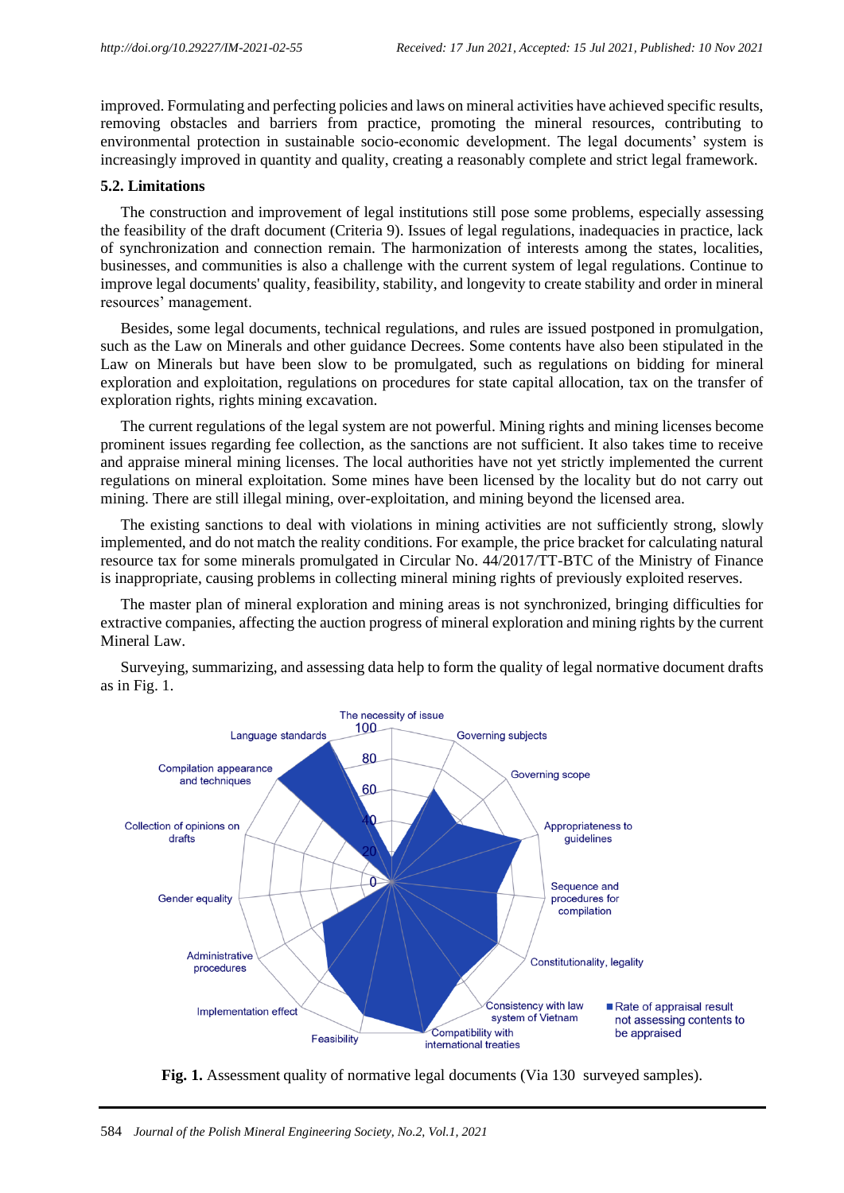improved. Formulating and perfecting policies and laws on mineral activities have achieved specific results, removing obstacles and barriers from practice, promoting the mineral resources, contributing to environmental protection in sustainable socio-economic development. The legal documents' system is increasingly improved in quantity and quality, creating a reasonably complete and strict legal framework.

### 5.2. Limitations

The construction and improvement of legal institutions still pose some problems, especially assessing the feasibility of the draft document (Criteria 9). Issues of legal regulations, inadequacies in practice, lack of synchronization and connection remain. The harmonization of interests among the states, localities, businesses, and communities is also a challenge with the current system of legal regulations. Continue to improve legal documents' quality, feasibility, stability, and longevity to create stability and order in mineral resources' management.

Besides, some legal documents, technical regulations, and rules are issued postponed in promulgation, such as the Law on Minerals and other guidance Decrees. Some contents have also been stipulated in the Law on Minerals but have been slow to be promulgated, such as regulations on bidding for mineral exploration and exploitation, regulations on procedures for state capital allocation, tax on the transfer of exploration rights, rights mining excavation.

The current regulations of the legal system are not powerful. Mining rights and mining licenses become prominent issues regarding fee collection, as the sanctions are not sufficient. It also takes time to receive and appraise mineral mining licenses. The local authorities have not yet strictly implemented the current regulations on mineral exploitation. Some mines have been licensed by the locality but do not carry out mining. There are still illegal mining, over-exploitation, and mining beyond the licensed area.

The existing sanctions to deal with violations in mining activities are not sufficiently strong, slowly implemented, and do not match the reality conditions. For example, the price bracket for calculating natural resource tax for some minerals promulgated in Circular No. 44/2017/TT-BTC of the Ministry of Finance is inappropriate, causing problems in collecting mineral mining rights of previously exploited reserves.

The master plan of mineral exploration and mining areas is not synchronized, bringing difficulties for extractive companies, affecting the auction progress of mineral exploration and mining rights by the current Mineral Law.

Surveying, summarizing, and assessing data help to form the quality of legal normative document drafts as in Fig. 1.

**Fig. 1.** Assessment quality of normative legal documents (Via 130 surveyed samples).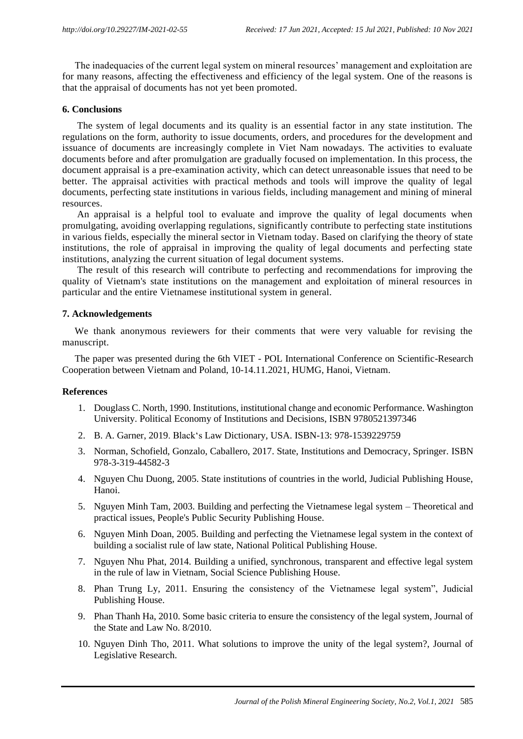The inadequacies of the current legal system on mineral resources' management and exploitation are for many reasons, affecting the effectiveness and efficiency of the legal system. One of the reasons is that the appraisal of documents has not yet been promoted.

## 6. Conclusions

The system of legal documents and its quality is an essential factor in any state institution. The regulations on the form, authority to issue documents, orders, and procedures for the development and issuance of documents are increasingly complete in Viet Nam nowadays. The activities to evaluate documents before and after promulgation are gradually focused on implementation. In this process, the document appraisal is a pre-examination activity, which can detect unreasonable issues that need to be better. The appraisal activities with practical methods and tools will improve the quality of legal documents, perfecting state institutions in various fields, including management and mining of mineral resources.

An appraisal is a helpful tool to evaluate and improve the quality of legal documents when promulgating, avoiding overlapping regulations, significantly contribute to perfecting state institutions in various fields, especially the mineral sector in Vietnam today. Based on clarifying the theory of state institutions, the role of appraisal in improving the quality of legal documents and perfecting state institutions, analyzing the current situation of legal document systems.

The result of this research will contribute to perfecting and recommendations for improving the quality of Vietnam's state institutions on the management and exploitation of mineral resources in particular and the entire Vietnamese institutional system in general.

## 7. Acknowledgements

We thank anonymous reviewers for their comments that were very valuable for revising the manuscript.

The paper was presented during the 6th VIET - POL International Conference on Scientific-Research Cooperation between Vietnam and Poland, 10-14.11.2021, HUMG, Hanoi, Vietnam.

## References

1. Douglass C. North, 1990. Institutions, institutional change and economic Performance. Washington University. Political Economy of Institutions and Decisions, ISBN 9780521397346
2. B. A. Garner, 2019. Black's Law Dictionary, USA. ISBN-13: 978-1539229759
3. Norman, Schofield, Gonzalo, Caballero, 2017. State, Institutions and Democracy, Springer. ISBN 978-3-319-44582-3
4. Nguyen Chu Duong, 2005. State institutions of countries in the world, Judicial Publishing House, Hanoi.
5. Nguyen Minh Tam, 2003. Building and perfecting the Vietnamese legal system – Theoretical and practical issues, People's Public Security Publishing House.
6. Nguyen Minh Doan, 2005. Building and perfecting the Vietnamese legal system in the context of building a socialist rule of law state, National Political Publishing House.
7. Nguyen Nhu Phat, 2014. Building a unified, synchronous, transparent and effective legal system in the rule of law in Vietnam, Social Science Publishing House.
8. Phan Trung Ly, 2011. Ensuring the consistency of the Vietnamese legal system", Judicial Publishing House.
9. Phan Thanh Ha, 2010. Some basic criteria to ensure the consistency of the legal system, Journal of the State and Law No. 8/2010.
10. Nguyen Dinh Tho, 2011. What solutions to improve the unity of the legal system?, Journal of Legislative Research.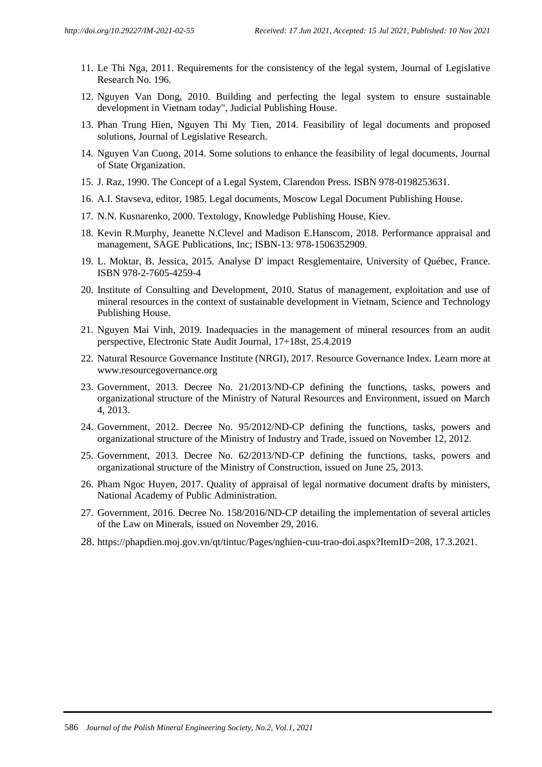11. Le Thi Nga, 2011. Requirements for the consistency of the legal system, Journal of Legislative Research No. 196.
12. Nguyen Van Dong, 2010. Building and perfecting the legal system to ensure sustainable development in Vietnam today", Judicial Publishing House.
13. Phan Trung Hien, Nguyen Thi My Tien, 2014. Feasibility of legal documents and proposed solutions, Journal of Legislative Research.
14. Nguyen Van Cuong, 2014. Some solutions to enhance the feasibility of legal documents, Journal of State Organization.
15. J. Raz, 1990. The Concept of a Legal System, Clarendon Press. ISBN 978-0198253631.
16. A.I. Stavseva, editor, 1985. Legal documents, Moscow Legal Document Publishing House.
17. N.N. Kusnarenko, 2000. Textology, Knowledge Publishing House, Kiev.
18. Kevin R.Murphy, Jeanette N.Clevel and Madison E.Hanscom, 2018. Performance appraisal and management, SAGE Publications, Inc; ISBN-13: 978-1506352909.
19. L. Moktar, B. Jessica, 2015. Analyse D' impact Resglementaire, University of Québec, France. ISBN 978-2-7605-4259-4
20. Institute of Consulting and Development, 2010. Status of management, exploitation and use of mineral resources in the context of sustainable development in Vietnam, Science and Technology Publishing House.
21. Nguyen Mai Vinh, 2019. Inadequacies in the management of mineral resources from an audit perspective, Electronic State Audit Journal, 17+18st, 25.4.2019
22. Natural Resource Governance Institute (NRGI), 2017. Resource Governance Index. Learn more at www.resourcegovernance.org
23. Government, 2013. Decree No. 21/2013/ND-CP defining the functions, tasks, powers and organizational structure of the Ministry of Natural Resources and Environment, issued on March 4, 2013.
24. Government, 2012. Decree No. 95/2012/ND-CP defining the functions, tasks, powers and organizational structure of the Ministry of Industry and Trade, issued on November 12, 2012.
25. Government, 2013. Decree No. 62/2013/ND-CP defining the functions, tasks, powers and organizational structure of the Ministry of Construction, issued on June 25, 2013.
26. Pham Ngoc Huyen, 2017. Quality of appraisal of legal normative document drafts by ministers, National Academy of Public Administration.
27. Government, 2016. Decree No. 158/2016/ND-CP detailing the implementation of several articles of the Law on Minerals, issued on November 29, 2016.
28. https://phapdien.moj.gov.vn/qt/tintuc/Pages/nghien-cuu-trao-doi.aspx?ItemID=208, 17.3.2021.